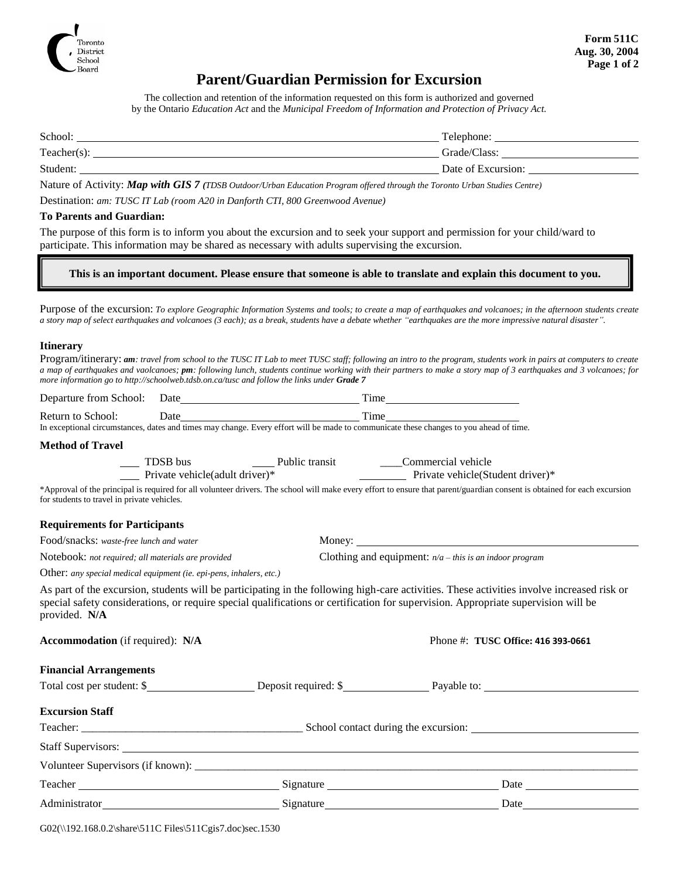Toronto District School Board

**Form 511C**
**Aug. 30, 2004**

# Parent/Guardian Permission for Excursion

The collection and retention of the information requested on this form is authorized and governed by the Ontario *Education Act* and the *Municipal Freedom of Information and Protection of Privacy Act.*

School: ______________________ Telephone: ______________________

Teacher(s): ______________________ Grade/Class: ______________________

Student: ______________________ Date of Excursion: ______________________

Nature of Activity: ***Map with GIS 7*** *(TDSB Outdoor/Urban Education Program offered through the Toronto Urban Studies Centre)*

Destination: *am: TUSC IT Lab (room A20 in Danforth CTI, 800 Greenwood Avenue)*

**To Parents and Guardian:**

The purpose of this form is to inform you about the excursion and to seek your support and permission for your child/ward to participate. This information may be shared as necessary with adults supervising the excursion.

**This is an important document. Please ensure that someone is able to translate and explain this document to you.**

Purpose of the excursion: *To explore Geographic Information Systems and tools; to create a map of earthquakes and volcanoes; in the afternoon students create a story map of select earthquakes and volcanoes (3 each); as a break, students have a debate whether "earthquakes are the more impressive natural disaster".*

**Itinerary**

Program/itinerary: ***am****: travel from school to the TUSC IT Lab to meet TUSC staff; following an intro to the program, students work in pairs at computers to create a map of earthquakes and vaolcanoes;* ***pm****: following lunch, students continue working with their partners to make a story map of 3 earthquakes and 3 volcanoes; for more information go to http://schoolweb.tdsb.on.ca/tusc and follow the links under* ***Grade 7***

Departure from School: Date ______________________ Time ______________________

Return to School: Date ______________________ Time ______________________

In exceptional circumstances, dates and times may change. Every effort will be made to communicate these changes to you ahead of time.

**Method of Travel**

____ TDSB bus ____ Public transit ____Commercial vehicle

____ Private vehicle(adult driver)* ________ Private vehicle(Student driver)*

*Approval of the principal is required for all volunteer drivers. The school will make every effort to ensure that parent/guardian consent is obtained for each excursion for students to travel in private vehicles.

**Requirements for Participants**

Food/snacks: *waste-free lunch and water*

Money: ______________________

Notebook: *not required; all materials are provided*

Clothing and equipment: *n/a – this is an indoor program*

Other: *any special medical equipment (ie. epi-pens, inhalers, etc.)*

As part of the excursion, students will be participating in the following high-care activities. These activities involve increased risk or special safety considerations, or require special qualifications or certification for supervision. Appropriate supervision will be provided. **N/A**

**Accommodation** (if required): **N/A** Phone #: **TUSC Office: 416 393-0661**

**Financial Arrangements**

Total cost per student: $__________ Deposit required: $__________ Payable to: ______________________

**Excursion Staff**

Teacher: ______________________ School contact during the excursion: ______________________

Staff Supervisors: ______________________

Volunteer Supervisors (if known): ______________________

Teacher ______________________ Signature ______________________ Date __________

Administrator ______________________ Signature ______________________ Date __________

G02(\\192.168.0.2\share\511C Files\511Cgis7.doc)sec.1530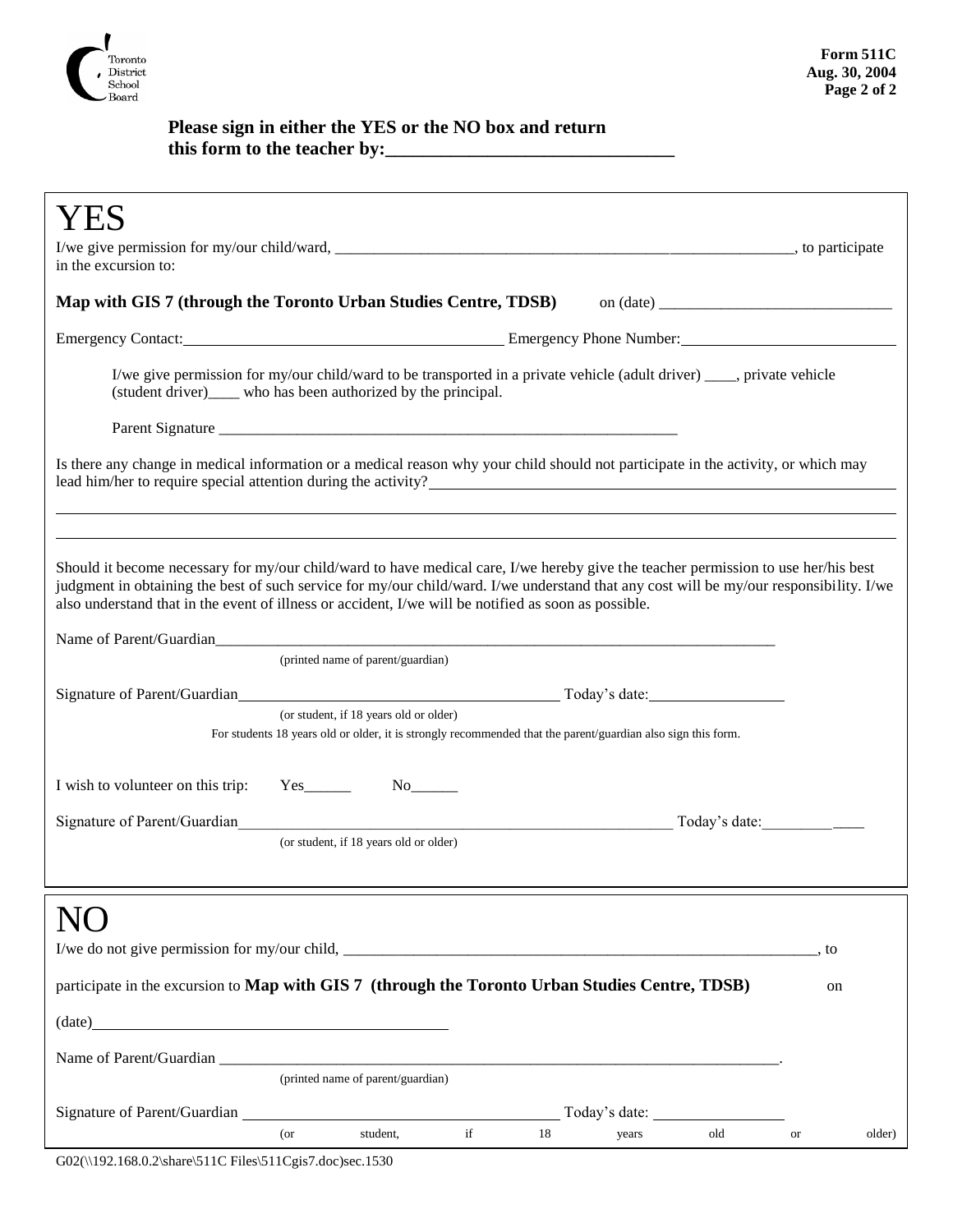**Please sign in either the YES or the NO box and return this form to the teacher by:______________________________**

# YES

I/we give permission for my/our child/ward, ________________________________________________________, to participate in the excursion to:

**Map with GIS 7 (through the Toronto Urban Studies Centre, TDSB)** on (date) ____________________________

Emergency Contact:________________________________________ Emergency Phone Number:___________________________

I/we give permission for my/our child/ward to be transported in a private vehicle (adult driver) ____, private vehicle (student driver)____ who has been authorized by the principal.

Parent Signature ___________________________________________________________

Is there any change in medical information or a medical reason why your child should not participate in the activity, or which may lead him/her to require special attention during the activity?______________________________________________________

____________________________________________________________________________________________________

____________________________________________________________________________________________________

Should it become necessary for my/our child/ward to have medical care, I/we hereby give the teacher permission to use her/his best judgment in obtaining the best of such service for my/our child/ward. I/we understand that any cost will be my/our responsibility. I/we also understand that in the event of illness or accident, I/we will be notified as soon as possible.

Name of Parent/Guardian__________________________________________________________________________
(printed name of parent/guardian)

Signature of Parent/Guardian_____________________________________________ Today's date:_________________
(or student, if 18 years old or older)
For students 18 years old or older, it is strongly recommended that the parent/guardian also sign this form.

I wish to volunteer on this trip: Yes______ No______

Signature of Parent/Guardian_________________________________________________________ Today's date:_____________
(or student, if 18 years old or older)

# NO

I/we do not give permission for my/our child, ______________________________________________________________, to

participate in the excursion to **Map with GIS 7 (through the Toronto Urban Studies Centre, TDSB)** on

(date)_____________________________________________

Name of Parent/Guardian ________________________________________________________________________.
(printed name of parent/guardian)

Signature of Parent/Guardian _____________________________________________ Today's date: _________________
(or student, if 18 years old or older)

G02(\\192.168.0.2\share\511C Files\511Cgis7.doc)sec.1530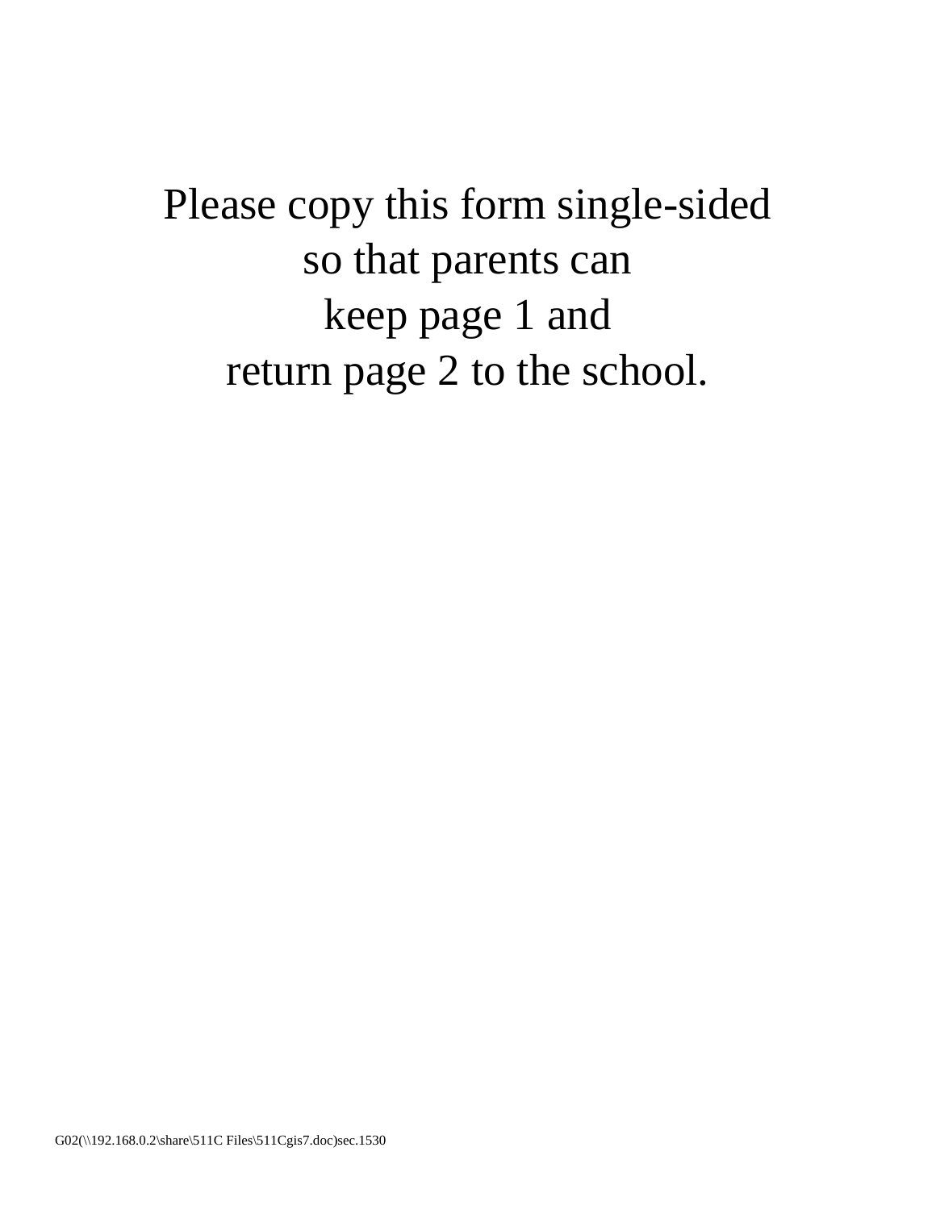Please copy this form single-sided
so that parents can
keep page 1 and
return page 2 to the school.

G02(\\192.168.0.2\share\511C Files\511Cgis7.doc)sec.1530